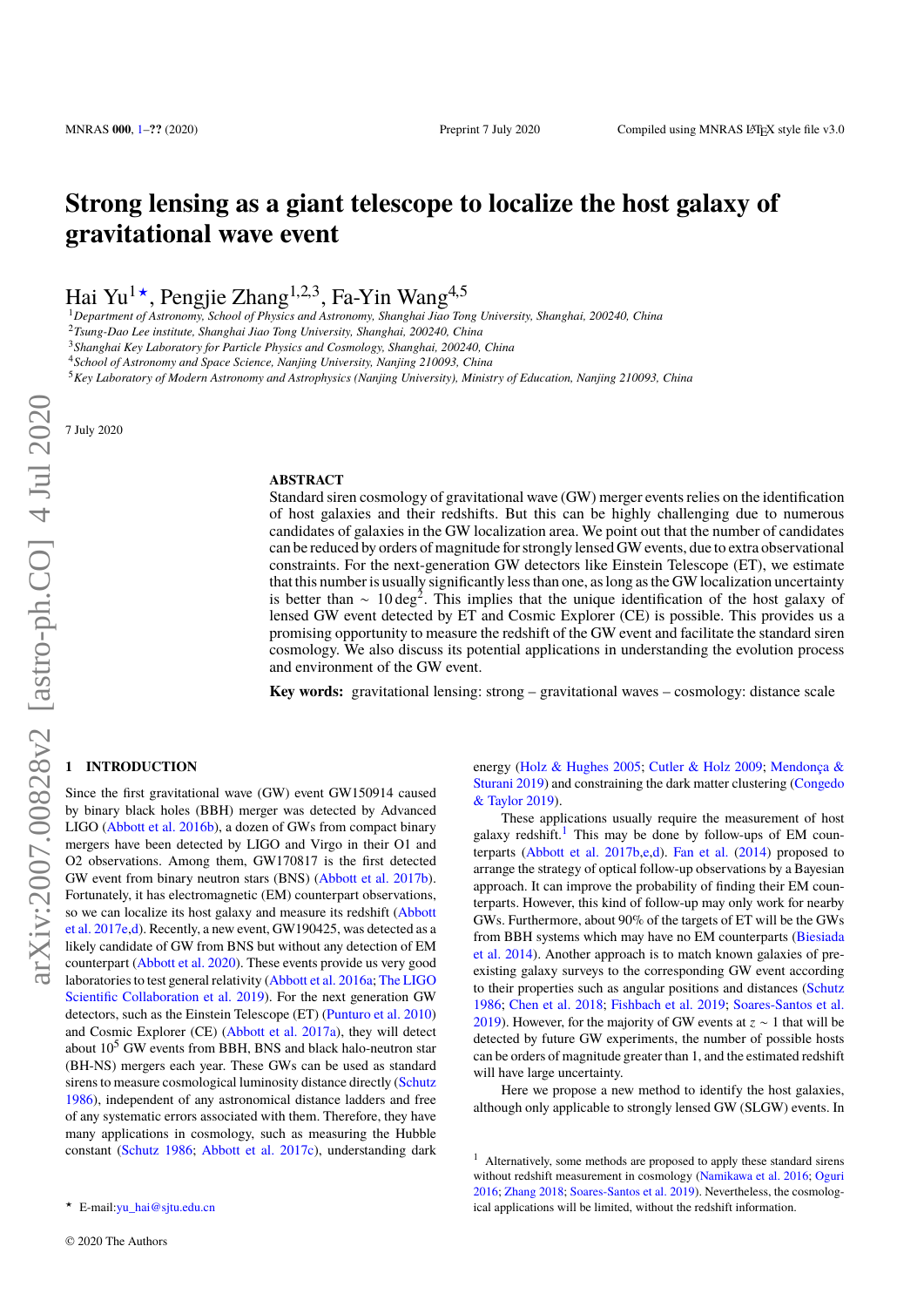# Strong lensing as a giant telescope to localize the host galaxy of gravitational wave event

Hai Yu[1★], Pengjie Zhang[1,2,3], Fa-Yin Wang[4,5]

[1]*Department of Astronomy, School of Physics and Astronomy, Shanghai Jiao Tong University, Shanghai, 200240, China*
[2]*Tsung-Dao Lee institute, Shanghai Jiao Tong University, Shanghai, 200240, China*
[3]*Shanghai Key Laboratory for Particle Physics and Cosmology, Shanghai, 200240, China*
[4]*School of Astronomy and Space Science, Nanjing University, Nanjing 210093, China*
[5]*Key Laboratory of Modern Astronomy and Astrophysics (Nanjing University), Ministry of Education, Nanjing 210093, China*

7 July 2020

## ABSTRACT

Standard siren cosmology of gravitational wave (GW) merger events relies on the identification of host galaxies and their redshifts. But this can be highly challenging due to numerous candidates of galaxies in the GW localization area. We point out that the number of candidates can be reduced by orders of magnitude for strongly lensed GW events, due to extra observational constraints. For the next-generation GW detectors like Einstein Telescope (ET), we estimate that this number is usually significantly less than one, as long as the GW localization uncertainty is better than $\sim 10\,\mathrm{deg}^2$. This implies that the unique identification of the host galaxy of lensed GW event detected by ET and Cosmic Explorer (CE) is possible. This provides us a promising opportunity to measure the redshift of the GW event and facilitate the standard siren cosmology. We also discuss its potential applications in understanding the evolution process and environment of the GW event.

**Key words:** gravitational lensing: strong – gravitational waves – cosmology: distance scale

## 1 INTRODUCTION

Since the first gravitational wave (GW) event GW150914 caused by binary black holes (BBH) merger was detected by Advanced LIGO (Abbott et al. 2016b), a dozen of GWs from compact binary mergers have been detected by LIGO and Virgo in their O1 and O2 observations. Among them, GW170817 is the first detected GW event from binary neutron stars (BNS) (Abbott et al. 2017b). Fortunately, it has electromagnetic (EM) counterpart observations, so we can localize its host galaxy and measure its redshift (Abbott et al. 2017e,d). Recently, a new event, GW190425, was detected as a likely candidate of GW from BNS but without any detection of EM counterpart (Abbott et al. 2020). These events provide us very good laboratories to test general relativity (Abbott et al. 2016a; The LIGO Scientific Collaboration et al. 2019). For the next generation GW detectors, such as the Einstein Telescope (ET) (Punturo et al. 2010) and Cosmic Explorer (CE) (Abbott et al. 2017a), they will detect about $10^5$ GW events from BBH, BNS and black halo-neutron star (BH-NS) mergers each year. These GWs can be used as standard sirens to measure cosmological luminosity distance directly (Schutz 1986), independent of any astronomical distance ladders and free of any systematic errors associated with them. Therefore, they have many applications in cosmology, such as measuring the Hubble constant (Schutz 1986; Abbott et al. 2017c), understanding dark energy (Holz & Hughes 2005; Cutler & Holz 2009; Mendonça & Sturani 2019) and constraining the dark matter clustering (Congedo & Taylor 2019).

These applications usually require the measurement of host galaxy redshift.[1] This may be done by follow-ups of EM counterparts (Abbott et al. 2017b,e,d). Fan et al. (2014) proposed to arrange the strategy of optical follow-up observations by a Bayesian approach. It can improve the probability of finding their EM counterparts. However, this kind of follow-up may only work for nearby GWs. Furthermore, about 90% of the targets of ET will be the GWs from BBH systems which may have no EM counterparts (Biesiada et al. 2014). Another approach is to match known galaxies of pre-existing galaxy surveys to the corresponding GW event according to their properties such as angular positions and distances (Schutz 1986; Chen et al. 2018; Fishbach et al. 2019; Soares-Santos et al. 2019). However, for the majority of GW events at $z \sim 1$ that will be detected by future GW experiments, the number of possible hosts can be orders of magnitude greater than 1, and the estimated redshift will have large uncertainty.

Here we propose a new method to identify the host galaxies, although only applicable to strongly lensed GW (SLGW) events. In

[1] Alternatively, some methods are proposed to apply these standard sirens without redshift measurement in cosmology (Namikawa et al. 2016; Oguri 2016; Zhang 2018; Soares-Santos et al. 2019). Nevertheless, the cosmological applications will be limited, without the redshift information.

★ E-mail: yu_hai@sjtu.edu.cn

© 2020 The Authors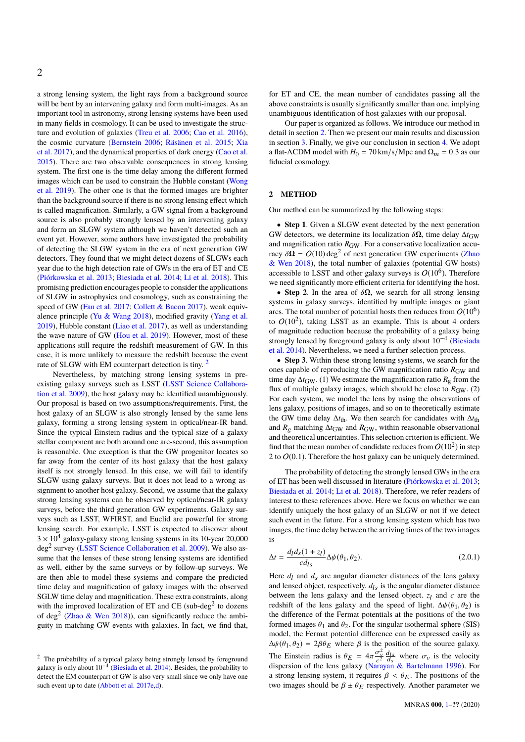a strong lensing system, the light rays from a background source will be bent by an intervening galaxy and form multi-images. As an important tool in astronomy, strong lensing systems have been used in many fields in cosmology. It can be used to investigate the structure and evolution of galaxies (Treu et al. 2006; Cao et al. 2016), the cosmic curvature (Bernstein 2006; Räsänen et al. 2015; Xia et al. 2017), and the dynamical properties of dark energy (Cao et al. 2015). There are two observable consequences in strong lensing system. The first one is the time delay among the different formed images which can be used to constrain the Hubble constant (Wong et al. 2019). The other one is that the formed images are brighter than the background source if there is no strong lensing effect which is called magnification. Similarly, a GW signal from a background source is also probably strongly lensed by an intervening galaxy and form an SLGW system although we haven't detected such an event yet. However, some authors have investigated the probability of detecting the SLGW system in the era of next generation GW detectors. They found that we might detect dozens of SLGWs each year due to the high detection rate of GWs in the era of ET and CE (Piórkowska et al. 2013; Biesiada et al. 2014; Li et al. 2018). This promising prediction encourages people to consider the applications of SLGW in astrophysics and cosmology, such as constraining the speed of GW (Fan et al. 2017; Collett & Bacon 2017), weak equivalence principle (Yu & Wang 2018), modified gravity (Yang et al. 2019), Hubble constant (Liao et al. 2017), as well as understanding the wave nature of GW (Hou et al. 2019). However, most of these applications still require the redshift measurement of GW. In this case, it is more unlikely to measure the redshift because the event rate of SLGW with EM counterpart detection is tiny. [2]

Nevertheless, by matching strong lensing systems in pre-existing galaxy surveys such as LSST (LSST Science Collaboration et al. 2009), the host galaxy may be identified unambiguously. Our proposal is based on two assumptions/requirements. First, the host galaxy of an SLGW is also strongly lensed by the same lens galaxy, forming a strong lensing system in optical/near-IR band. Since the typical Einstein radius and the typical size of a galaxy stellar component are both around one arc-second, this assumption is reasonable. One exception is that the GW progenitor locates so far away from the center of its host galaxy that the host galaxy itself is not strongly lensed. In this case, we will fail to identify SLGW using galaxy surveys. But it does not lead to a wrong assignment to another host galaxy. Second, we assume that the galaxy strong lensing systems can be observed by optical/near-IR galaxy surveys, before the third generation GW experiments. Galaxy surveys such as LSST, WFIRST, and Euclid are powerful for strong lensing search. For example, LSST is expected to discover about $3 \times 10^4$ galaxy-galaxy strong lensing systems in its 10-year 20,000 deg$^2$ survey (LSST Science Collaboration et al. 2009). We also assume that the lenses of these strong lensing systems are identified as well, either by the same surveys or by follow-up surveys. We are then able to model these systems and compare the predicted time delay and magnification of galaxy images with the observed SGLW time delay and magnification. These extra constraints, along with the improved localization of ET and CE (sub-deg$^2$ to dozens of deg$^2$ (Zhao & Wen 2018)), can significantly reduce the ambiguity in matching GW events with galaxies. In fact, we find that, for ET and CE, the mean number of candidates passing all the above constraints is usually significantly smaller than one, implying unambiguous identification of host galaxies with our proposal.

Our paper is organized as follows. We introduce our method in detail in section 2. Then we present our main results and discussion in section 3. Finally, we give our conclusion in section 4. We adopt a flat-ΛCDM model with $H_0 = 70\,\mathrm{km/s/Mpc}$ and $\Omega_m = 0.3$ as our fiducial cosmology.

[2] The probability of a typical galaxy being strongly lensed by foreground galaxy is only about $10^{-4}$ (Biesiada et al. 2014). Besides, the probability to detect the EM counterpart of GW is also very small since we only have one such event up to date (Abbott et al. 2017e,d).

## 2 METHOD

Our method can be summarized by the following steps:

- **Step 1**. Given a SLGW event detected by the next generation GW detectors, we determine its localization $\delta\mathbf{\Omega}$, time delay $\Delta t_{\rm GW}$ and magnification ratio $R_{\rm GW}$. For a conservative localization accuracy $\delta\mathbf{\Omega} = O(10)\,\mathrm{deg}^2$ of next generation GW experiments (Zhao & Wen 2018), the total number of galaxies (potential GW hosts) accessible to LSST and other galaxy surveys is $O(10^6)$. Therefore we need significantly more efficient criteria for identifying the host.
- **Step 2**. In the area of $\delta\mathbf{\Omega}$, we search for all strong lensing systems in galaxy surveys, identified by multiple images or giant arcs. The total number of potential hosts then reduces from $O(10^6)$ to $O(10^2)$, taking LSST as an example. This is about 4 orders of magnitude reduction because the probability of a galaxy being strongly lensed by foreground galaxy is only about $10^{-4}$ (Biesiada et al. 2014). Nevertheless, we need a further selection process.
- **Step 3**. Within these strong lensing systems, we search for the ones capable of reproducing the GW magnification ratio $R_{\rm GW}$ and time day $\Delta t_{\rm GW}$. (1) We estimate the magnification ratio $R_g$ from the flux of multiple galaxy images, which should be close to $R_{\rm GW}$. (2) For each system, we model the lens by using the observations of lens galaxy, positions of images, and so on to theoretically estimate the GW time delay $\Delta t_{\rm th}$. We then search for candidates with $\Delta t_{\rm th}$ and $R_g$ matching $\Delta t_{\rm GW}$ and $R_{\rm GW}$, within reasonable observational and theoretical uncertainties. This selection criterion is efficient. We find that the mean number of candidate reduces from $O(10^2)$ in step 2 to $O(0.1)$. Therefore the host galaxy can be uniquely determined.

The probability of detecting the strongly lensed GWs in the era of ET has been well discussed in literature (Piórkowska et al. 2013; Biesiada et al. 2014; Li et al. 2018). Therefore, we refer readers of interest to these references above. Here we focus on whether we can identify uniquely the host galaxy of an SLGW or not if we detect such event in the future. For a strong lensing system which has two images, the time delay between the arriving times of the two images is

$$\Delta t = \frac{d_l d_s (1+z_l)}{c d_{ls}} \Delta\psi(\theta_1, \theta_2). \tag{2.0.1}$$

Here $d_l$ and $d_s$ are angular diameter distances of the lens galaxy and lensed object, respectively. $d_{ls}$ is the angular diameter distance between the lens galaxy and the lensed object. $z_l$ and $c$ are the redshift of the lens galaxy and the speed of light. $\Delta\psi(\theta_1, \theta_2)$ is the difference of the Fermat potentials at the positions of the two formed images $\theta_1$ and $\theta_2$. For the singular isothermal sphere (SIS) model, the Fermat potential difference can be expressed easily as $\Delta\psi(\theta_1, \theta_2) = 2\beta\theta_E$ where $\beta$ is the position of the source galaxy. The Einstein radius is $\theta_E = 4\pi\frac{\sigma_v^2}{c^2}\frac{d_{ls}}{d_s}$ where $\sigma_v$ is the velocity dispersion of the lens galaxy (Narayan & Bartelmann 1996). For a strong lensing system, it requires $\beta < \theta_E$. The positions of the two images should be $\beta \pm \theta_E$ respectively. Another parameter we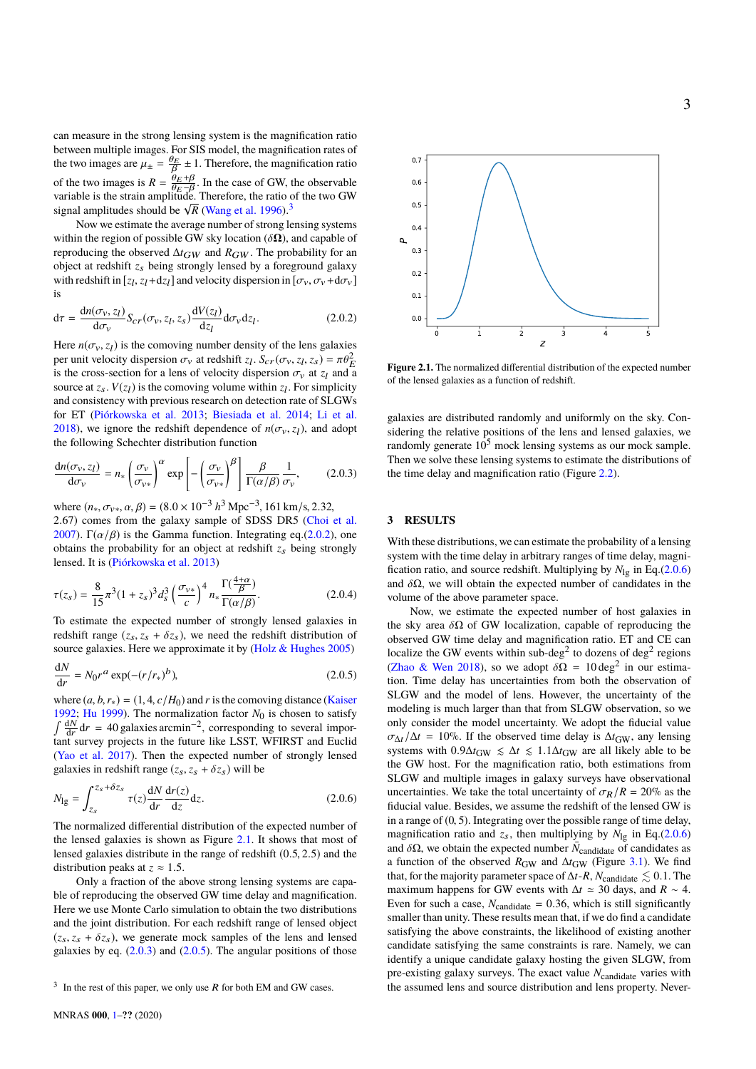can measure in the strong lensing system is the magnification ratio between multiple images. For SIS model, the magnification rates of the two images are $\mu_\pm = \frac{\theta_E}{\beta} \pm 1$. Therefore, the magnification ratio of the two images is $R = \frac{\theta_E+\beta}{\theta_E-\beta}$. In the case of GW, the observable variable is the strain amplitude. Therefore, the ratio of the two GW signal amplitudes should be $\sqrt{R}$ (Wang et al. 1996).[3]

Now we estimate the average number of strong lensing systems within the region of possible GW sky location ($\delta\mathbf{\Omega}$), and capable of reproducing the observed $\Delta t_{GW}$ and $R_{GW}$. The probability for an object at redshift $z_s$ being strongly lensed by a foreground galaxy with redshift in $[z_l, z_l+\mathrm{d}z_l]$ and velocity dispersion in $[\sigma_v, \sigma_v+\mathrm{d}\sigma_v]$ is

$$\mathrm{d}\tau = \frac{\mathrm{d}n(\sigma_v, z_l)}{\mathrm{d}\sigma_v} S_{cr}(\sigma_v, z_l, z_s) \frac{\mathrm{d}V(z_l)}{\mathrm{d}z_l} \mathrm{d}\sigma_v \mathrm{d}z_l. \tag{2.0.2}$$

Here $n(\sigma_v, z_l)$ is the comoving number density of the lens galaxies per unit velocity dispersion $\sigma_v$ at redshift $z_l$. $S_{cr}(\sigma_v, z_l, z_s) = \pi\theta_E^2$ is the cross-section for a lens of velocity dispersion $\sigma_v$ at $z_l$ and a source at $z_s$. $V(z_l)$ is the comoving volume within $z_l$. For simplicity and consistency with previous research on detection rate of SLGWs for ET (Piórkowska et al. 2013; Biesiada et al. 2014; Li et al. 2018), we ignore the redshift dependence of $n(\sigma_v, z_l)$, and adopt the following Schechter distribution function

$$\frac{\mathrm{d}n(\sigma_v, z_l)}{\mathrm{d}\sigma_v} = n_* \left(\frac{\sigma_v}{\sigma_{v*}}\right)^\alpha \exp\left[-\left(\frac{\sigma_v}{\sigma_{v*}}\right)^\beta\right] \frac{\beta}{\Gamma(\alpha/\beta)} \frac{1}{\sigma_v}, \tag{2.0.3}$$

where $(n_*, \sigma_{v*}, \alpha, \beta) = (8.0\times10^{-3}\,h^3\,\mathrm{Mpc}^{-3}$, 161 km/s, 2.32, 2.67) comes from the galaxy sample of SDSS DR5 (Choi et al. 2007). $\Gamma(\alpha/\beta)$ is the Gamma function. Integrating eq.(2.0.2), one obtains the probability for an object at redshift $z_s$ being strongly lensed. It is (Piórkowska et al. 2013)

$$\tau(z_s) = \frac{8}{15}\pi^3(1+z_s)^3 d_s^3 \left(\frac{\sigma_{v*}}{c}\right)^4 n_* \frac{\Gamma(\frac{4+\alpha}{\beta})}{\Gamma(\alpha/\beta)}. \tag{2.0.4}$$

To estimate the expected number of strongly lensed galaxies in redshift range $(z_s, z_s+\delta z_s)$, we need the redshift distribution of source galaxies. Here we approximate it by (Holz & Hughes 2005)

$$\frac{\mathrm{d}N}{\mathrm{d}r} = N_0 r^a \exp(-(r/r_*)^b), \tag{2.0.5}$$

where $(a, b, r_*) = (1, 4, c/H_0)$ and $r$ is the comoving distance (Kaiser 1992; Hu 1999). The normalization factor $N_0$ is chosen to satisfy $\int \frac{\mathrm{d}N}{\mathrm{d}r}\mathrm{d}r = 40\,\mathrm{galaxies\,arcmin}^{-2}$, corresponding to several important survey projects in the future like LSST, WFIRST and Euclid (Yao et al. 2017). Then the expected number of strongly lensed galaxies in redshift range $(z_s, z_s+\delta z_s)$ will be

$$N_{\mathrm{lg}} = \int_{z_s}^{z_s+\delta z_s} \tau(z) \frac{\mathrm{d}N}{\mathrm{d}r} \frac{\mathrm{d}r(z)}{\mathrm{d}z} \mathrm{d}z. \tag{2.0.6}$$

The normalized differential distribution of the expected number of the lensed galaxies is shown as Figure 2.1. It shows that most of lensed galaxies distribute in the range of redshift (0.5, 2.5) and the distribution peaks at $z \approx 1.5$.

Only a fraction of the above strong lensing systems are capable of reproducing the observed GW time delay and magnification. Here we use Monte Carlo simulation to obtain the two distributions and the joint distribution. For each redshift range of lensed object $(z_s, z_s+\delta z_s)$, we generate mock samples of the lens and lensed galaxies by eq. (2.0.3) and (2.0.5). The angular positions of those galaxies are distributed randomly and uniformly on the sky. Considering the relative positions of the lens and lensed galaxies, we randomly generate $10^5$ mock lensing systems as our mock sample. Then we solve these lensing systems to estimate the distributions of the time delay and magnification ratio (Figure 2.2).

**Figure 2.1.** The normalized differential distribution of the expected number of the lensed galaxies as a function of redshift.

## 3 RESULTS

With these distributions, we can estimate the probability of a lensing system with the time delay in arbitrary ranges of time delay, magnification ratio, and source redshift. Multiplying by $N_{\mathrm{lg}}$ in Eq.(2.0.6) and $\delta\Omega$, we will obtain the expected number of candidates in the volume of the above parameter space.

Now, we estimate the expected number of host galaxies in the sky area $\delta\Omega$ of GW localization, capable of reproducing the observed GW time delay and magnification ratio. ET and CE can localize the GW events within sub-deg$^2$ to dozens of deg$^2$ regions (Zhao & Wen 2018), so we adopt $\delta\Omega = 10\,\mathrm{deg}^2$ in our estimation. Time delay has uncertainties from both the observation of SLGW and the model of lens. However, the uncertainty of the modeling is much larger than that from SLGW observation, so we only consider the model uncertainty. We adopt the fiducial value $\sigma_{\Delta t}/\Delta t = 10\%$. If the observed time delay is $\Delta t_{\mathrm{GW}}$, any lensing systems with $0.9\Delta t_{\mathrm{GW}} \lesssim \Delta t \lesssim 1.1\Delta t_{\mathrm{GW}}$ are all likely able to be the GW host. For the magnification ratio, both estimations from SLGW and multiple images in galaxy surveys have observational uncertainties. We take the total uncertainty of $\sigma_R/R = 20\%$ as the fiducial value. Besides, we assume the redshift of the lensed GW is in a range of (0, 5). Integrating over the possible range of time delay, magnification ratio and $z_s$, then multiplying by $N_{\mathrm{lg}}$ in Eq.(2.0.6) and $\delta\Omega$, we obtain the expected number $N_{\mathrm{candidate}}$ of candidates as a function of the observed $R_{\mathrm{GW}}$ and $\Delta t_{\mathrm{GW}}$ (Figure 3.1). We find that, for the majority parameter space of $\Delta t$-$R$, $N_{\mathrm{candidate}} \lesssim 0.1$. The maximum happens for GW events with $\Delta t \simeq 30$ days, and $R \sim 4$. Even for such a case, $N_{\mathrm{candidate}} = 0.36$, which is still significantly smaller than unity. These results mean that, if we do find a candidate satisfying the above constraints, the likelihood of existing another candidate satisfying the same constraints is rare. Namely, we can identify a unique candidate galaxy hosting the given SLGW, from pre-existing galaxy surveys. The exact value $N_{\mathrm{candidate}}$ varies with the assumed lens and source distribution and lens property. Never-

[3] In the rest of this paper, we only use $R$ for both EM and GW cases.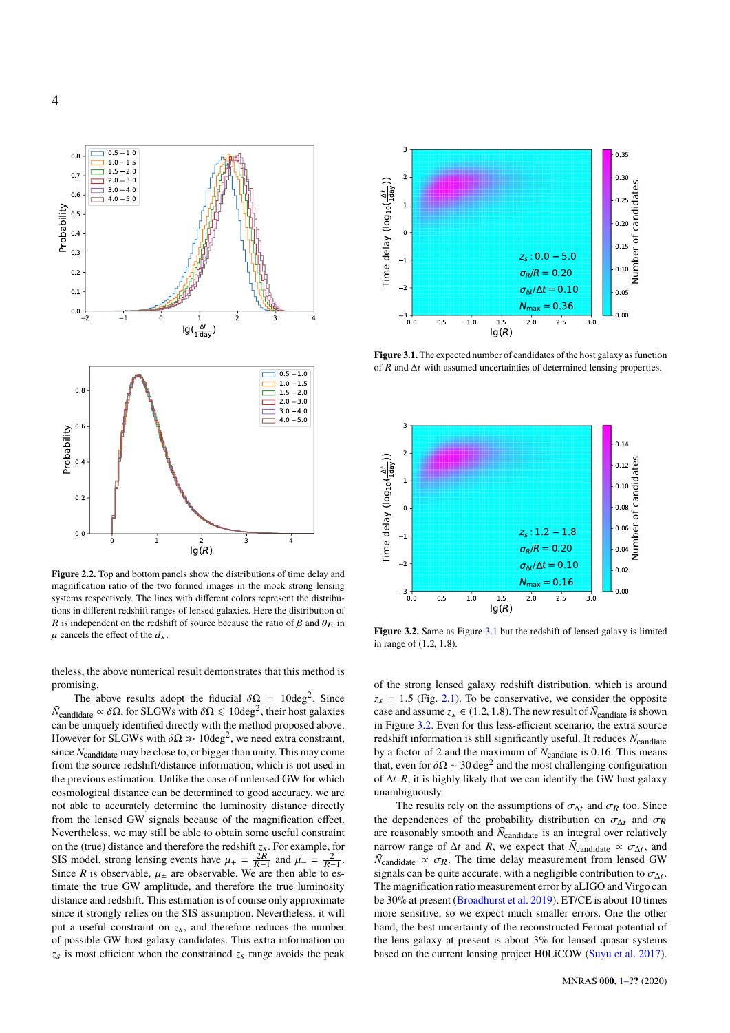Figure 2.2. Top and bottom panels show the distributions of time delay and magnification ratio of the two formed images in the mock strong lensing systems respectively. The lines with different colors represent the distributions in different redshift ranges of lensed galaxies. Here the distribution of $R$ is independent on the redshift of source because the ratio of $\beta$ and $\theta_E$ in $\mu$ cancels the effect of the $d_s$.

Figure 3.1. The expected number of candidates of the host galaxy as function of $R$ and $\Delta t$ with assumed uncertainties of determined lensing properties.

Figure 3.2. Same as Figure 3.1 but the redshift of lensed galaxy is limited in range of (1.2, 1.8).

theless, the above numerical result demonstrates that this method is promising.

The above results adopt the fiducial $\delta\Omega = 10\deg^2$. Since $\bar{N}_{\rm candidate} \propto \delta\Omega$, for SLGWs with $\delta\Omega \leqslant 10\deg^2$, their host galaxies can be uniquely identified directly with the method proposed above. However for SLGWs with $\delta\Omega \gg 10\deg^2$, we need extra constraint, since $\bar{N}_{\rm candidate}$ may be close to, or bigger than unity. This may come from the source redshift/distance information, which is not used in the previous estimation. Unlike the case of unlensed GW for which cosmological distance can be determined to good accuracy, we are not able to accurately determine the luminosity distance directly from the lensed GW signals because of the magnification effect. Nevertheless, we may still be able to obtain some useful constraint on the (true) distance and therefore the redshift $z_s$. For example, for SIS model, strong lensing events have $\mu_+ = \frac{2R}{R-1}$ and $\mu_- = \frac{2}{R-1}$. Since $R$ is observable, $\mu_\pm$ are observable. We are then able to estimate the true GW amplitude, and therefore the true luminosity distance and redshift. This estimation is of course only approximate since it strongly relies on the SIS assumption. Nevertheless, it will put a useful constraint on $z_s$, and therefore reduces the number of possible GW host galaxy candidates. This extra information on $z_s$ is most efficient when the constrained $z_s$ range avoids the peak of the strong lensed galaxy redshift distribution, which is around $z_s = 1.5$ (Fig. 2.1). To be conservative, we consider the opposite case and assume $z_s \in (1.2, 1.8)$. The new result of $\bar{N}_{\rm candiate}$ is shown in Figure 3.2. Even for this less-efficient scenario, the extra source redshift information is still significantly useful. It reduces $\bar{N}_{\rm candiate}$ by a factor of 2 and the maximum of $\bar{N}_{\rm candiate}$ is 0.16. This means that, even for $\delta\Omega \sim 30\deg^2$ and the most challenging configuration of $\Delta t$-$R$, it is highly likely that we can identify the GW host galaxy unambiguously.

The results rely on the assumptions of $\sigma_{\Delta t}$ and $\sigma_R$ too. Since the dependences of the probability distribution on $\sigma_{\Delta t}$ and $\sigma_R$ are reasonably smooth and $\bar{N}_{\rm candidate}$ is an integral over relatively narrow range of $\Delta t$ and $R$, we expect that $\bar{N}_{\rm candiate} \propto \sigma_{\Delta t}$, and $\bar{N}_{\rm candiate} \propto \sigma_R$. The time delay measurement from lensed GW signals can be quite accurate, with a negligible contribution to $\sigma_{\Delta t}$. The magnification ratio measurement error by aLIGO and Virgo can be 30% at present (Broadhurst et al. 2019). ET/CE is about 10 times more sensitive, so we expect much smaller errors. One the other hand, the best uncertainty of the reconstructed Fermat potential of the lens galaxy at present is about 3% for lensed quasar systems based on the current lensing project H0LiCOW (Suyu et al. 2017).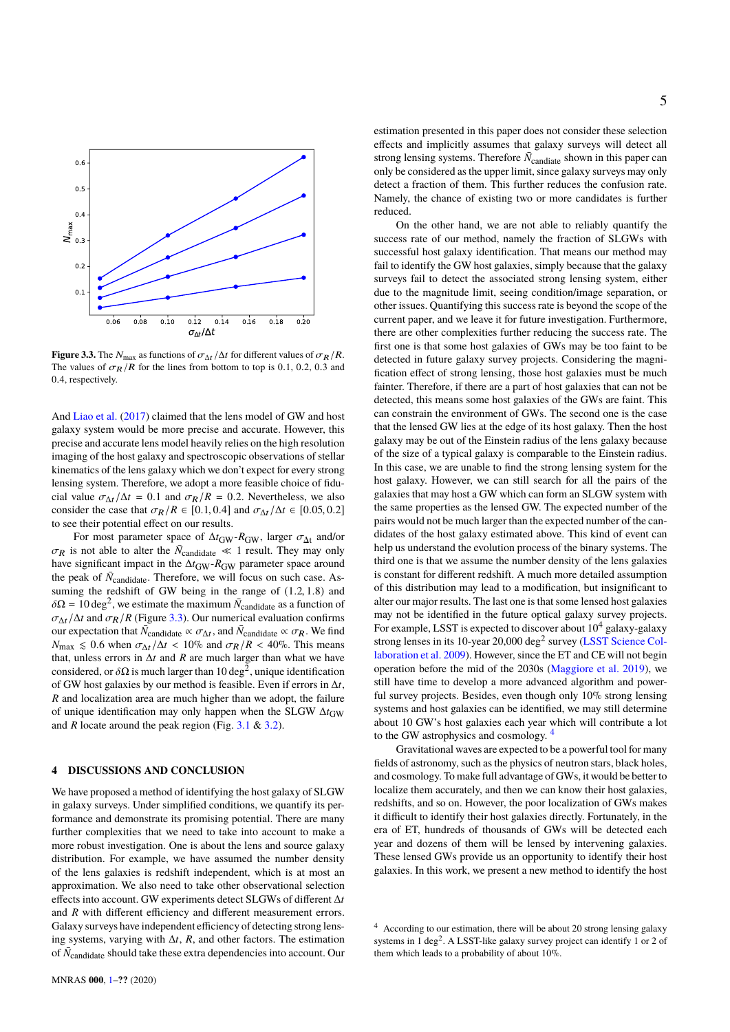0.6
0.5
0.4
0.3
0.2
0.1
$N_{\rm max}$
0.06 0.08 0.10 0.12 0.14 0.16 0.18 0.20
$\sigma_{\Delta t}/\Delta t$

**Figure 3.3.** The $N_{\rm max}$ as functions of $\sigma_{\Delta t}/\Delta t$ for different values of $\sigma_R/R$. The values of $\sigma_R/R$ for the lines from bottom to top is 0.1, 0.2, 0.3 and 0.4, respectively.

And Liao et al. (2017) claimed that the lens model of GW and host galaxy system would be more precise and accurate. However, this precise and accurate lens model heavily relies on the high resolution imaging of the host galaxy and spectroscopic observations of stellar kinematics of the lens galaxy which we don't expect for every strong lensing system. Therefore, we adopt a more feasible choice of fiducial value $\sigma_{\Delta t}/\Delta t = 0.1$ and $\sigma_R/R = 0.2$. Nevertheless, we also consider the case that $\sigma_R/R \in [0.1, 0.4]$ and $\sigma_{\Delta t}/\Delta t \in [0.05, 0.2]$ to see their potential effect on our results.

For most parameter space of $\Delta t_{\rm GW}$-$R_{\rm GW}$, larger $\sigma_{\Delta t}$ and/or $\sigma_R$ is not able to alter the $\bar{N}_{\rm candidate} \ll 1$ result. They may only have significant impact in the $\Delta t_{\rm GW}$-$R_{\rm GW}$ parameter space around the peak of $\bar{N}_{\rm candidate}$. Therefore, we will focus on such case. Assuming the redshift of GW being in the range of (1.2, 1.8) and $\delta\Omega = 10\,{\rm deg}^2$, we estimate the maximum $\bar{N}_{\rm candidate}$ as a function of $\sigma_{\Delta t}/\Delta t$ and $\sigma_R/R$ (Figure 3.3). Our numerical evaluation confirms our expectation that $\bar{N}_{\rm candidate} \propto \sigma_{\Delta t}$, and $\bar{N}_{\rm candidate} \propto \sigma_R$. We find $N_{\rm max} \lesssim 0.6$ when $\sigma_{\Delta t}/\Delta t < 10\%$ and $\sigma_R/R < 40\%$. This means that, unless errors in $\Delta t$ and $R$ are much larger than what we have considered, or $\delta\Omega$ is much larger than $10\,{\rm deg}^2$, unique identification of GW host galaxies by our method is feasible. Even if errors in $\Delta t$, $R$ and localization area are much higher than we adopt, the failure of unique identification may only happen when the SLGW $\Delta t_{\rm GW}$ and $R$ locate around the peak region (Fig. 3.1 & 3.2).

## 4 DISCUSSIONS AND CONCLUSION

We have proposed a method of identifying the host galaxy of SLGW in galaxy surveys. Under simplified conditions, we quantify its performance and demonstrate its promising potential. There are many further complexities that we need to take into account to make a more robust investigation. One is about the lens and source galaxy distribution. For example, we have assumed the number density of the lens galaxies is redshift independent, which is at most an approximation. We also need to take other observational selection effects into account. GW experiments detect SLGWs of different $\Delta t$ and $R$ with different efficiency and different measurement errors. Galaxy surveys have independent efficiency of detecting strong lensing systems, varying with $\Delta t$, $R$, and other factors. The estimation of $\bar{N}_{\rm candidate}$ should take these extra dependencies into account. Our estimation presented in this paper does not consider these selection effects and implicitly assumes that galaxy surveys will detect all strong lensing systems. Therefore $\bar{N}_{\rm candiate}$ shown in this paper can only be considered as the upper limit, since galaxy surveys may only detect a fraction of them. This further reduces the confusion rate. Namely, the chance of existing two or more candidates is further reduced.

On the other hand, we are not able to reliably quantify the success rate of our method, namely the fraction of SLGWs with successful host galaxy identification. That means our method may fail to identify the GW host galaxies, simply because that the galaxy surveys fail to detect the associated strong lensing system, either due to the magnitude limit, seeing condition/image separation, or other issues. Quantifying this success rate is beyond the scope of the current paper, and we leave it for future investigation. Furthermore, there are other complexities further reducing the success rate. The first one is that some host galaxies of GWs may be too faint to be detected in future galaxy survey projects. Considering the magnification effect of strong lensing, those host galaxies must be much fainter. Therefore, if there are a part of host galaxies that can not be detected, this means some host galaxies of the GWs are faint. This can constrain the environment of GWs. The second one is the case that the lensed GW lies at the edge of its host galaxy. Then the host galaxy may be out of the Einstein radius of the lens galaxy because of the size of a typical galaxy is comparable to the Einstein radius. In this case, we are unable to find the strong lensing system for the host galaxy. However, we can still search for all the pairs of the galaxies that may host a GW which can form an SLGW system with the same properties as the lensed GW. The expected number of the pairs would not be much larger than the expected number of the candidates of the host galaxy estimated above. This kind of event can help us understand the evolution process of the binary systems. The third one is that we assume the number density of the lens galaxies is constant for different redshift. A much more detailed assumption of this distribution may lead to a modification, but insignificant to alter our major results. The last one is that some lensed host galaxies may not be identified in the future optical galaxy survey projects. For example, LSST is expected to discover about $10^4$ galaxy-galaxy strong lenses in its 10-year 20,000 deg$^2$ survey (LSST Science Collaboration et al. 2009). However, since the ET and CE will not begin operation before the mid of the 2030s (Maggiore et al. 2019), we still have time to develop a more advanced algorithm and powerful survey projects. Besides, even though only 10% strong lensing systems and host galaxies can be identified, we may still determine about 10 GW's host galaxies each year which will contribute a lot to the GW astrophysics and cosmology. [4]

Gravitational waves are expected to be a powerful tool for many fields of astronomy, such as the physics of neutron stars, black holes, and cosmology. To make full advantage of GWs, it would be better to localize them accurately, and then we can know their host galaxies, redshifts, and so on. However, the poor localization of GWs makes it difficult to identify their host galaxies directly. Fortunately, in the era of ET, hundreds of thousands of GWs will be detected each year and dozens of them will be lensed by intervening galaxies. These lensed GWs provide us an opportunity to identify their host galaxies. In this work, we present a new method to identify the host

[4] According to our estimation, there will be about 20 strong lensing galaxy systems in 1 deg$^2$. A LSST-like galaxy survey project can identify 1 or 2 of them which leads to a probability of about 10%.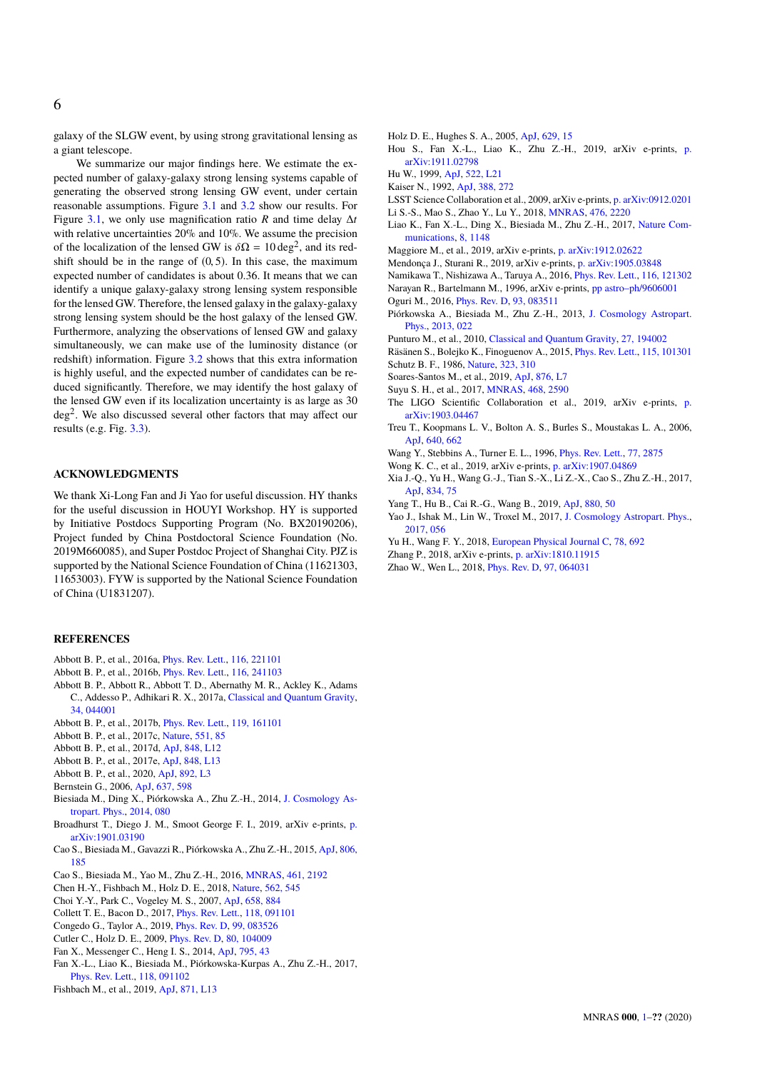galaxy of the SLGW event, by using strong gravitational lensing as a giant telescope.

We summarize our major findings here. We estimate the expected number of galaxy-galaxy strong lensing systems capable of generating the observed strong lensing GW event, under certain reasonable assumptions. Figure 3.1 and 3.2 show our results. For Figure 3.1, we only use magnification ratio $R$ and time delay $\Delta t$ with relative uncertainties 20% and 10%. We assume the precision of the localization of the lensed GW is $\delta\Omega = 10\,\mathrm{deg}^2$, and its redshift should be in the range of $(0, 5)$. In this case, the maximum expected number of candidates is about 0.36. It means that we can identify a unique galaxy-galaxy strong lensing system responsible for the lensed GW. Therefore, the lensed galaxy in the galaxy-galaxy strong lensing system should be the host galaxy of the lensed GW. Furthermore, analyzing the observations of lensed GW and galaxy simultaneously, we can make use of the luminosity distance (or redshift) information. Figure 3.2 shows that this extra information is highly useful, and the expected number of candidates can be reduced significantly. Therefore, we may identify the host galaxy of the lensed GW even if its localization uncertainty is as large as 30 $\mathrm{deg}^2$. We also discussed several other factors that may affect our results (e.g. Fig. 3.3).

## ACKNOWLEDGMENTS

We thank Xi-Long Fan and Ji Yao for useful discussion. HY thanks for the useful discussion in HOUYI Workshop. HY is supported by Initiative Postdocs Supporting Program (No. BX20190206), Project funded by China Postdoctoral Science Foundation (No. 2019M660085), and Super Postdoc Project of Shanghai City. PJZ is supported by the National Science Foundation of China (11621303, 11653003). FYW is supported by the National Science Foundation of China (U1831207).

## REFERENCES

Abbott B. P., et al., 2016a, Phys. Rev. Lett., 116, 221101
Abbott B. P., et al., 2016b, Phys. Rev. Lett., 116, 241103
Abbott B. P., Abbott R., Abbott T. D., Abernathy M. R., Ackley K., Adams C., Addesso P., Adhikari R. X., 2017a, Classical and Quantum Gravity, 34, 044001
Abbott B. P., et al., 2017b, Phys. Rev. Lett., 119, 161101
Abbott B. P., et al., 2017c, Nature, 551, 85
Abbott B. P., et al., 2017d, ApJ, 848, L12
Abbott B. P., et al., 2017e, ApJ, 848, L13
Abbott B. P., et al., 2020, ApJ, 892, L3
Bernstein G., 2006, ApJ, 637, 598
Biesiada M., Ding X., Piórkowska A., Zhu Z.-H., 2014, J. Cosmology Astropart. Phys., 2014, 080
Broadhurst T., Diego J. M., Smoot George F. I., 2019, arXiv e-prints, p. arXiv:1901.03190
Cao S., Biesiada M., Gavazzi R., Piórkowska A., Zhu Z.-H., 2015, ApJ, 806, 185
Cao S., Biesiada M., Yao M., Zhu Z.-H., 2016, MNRAS, 461, 2192
Chen H.-Y., Fishbach M., Holz D. E., 2018, Nature, 562, 545
Choi Y.-Y., Park C., Vogeley M. S., 2007, ApJ, 658, 884
Collett T. E., Bacon D., 2017, Phys. Rev. Lett., 118, 091101
Congedo G., Taylor A., 2019, Phys. Rev. D, 99, 083526
Cutler C., Holz D. E., 2009, Phys. Rev. D, 80, 104009
Fan X., Messenger C., Heng I. S., 2014, ApJ, 795, 43
Fan X.-L., Liao K., Biesiada M., Piórkowska-Kurpas A., Zhu Z.-H., 2017, Phys. Rev. Lett., 118, 091102
Fishbach M., et al., 2019, ApJ, 871, L13
Holz D. E., Hughes S. A., 2005, ApJ, 629, 15
Hou S., Fan X.-L., Liao K., Zhu Z.-H., 2019, arXiv e-prints, p. arXiv:1911.02798
Hu W., 1999, ApJ, 522, L21
Kaiser N., 1992, ApJ, 388, 272
LSST Science Collaboration et al., 2009, arXiv e-prints, p. arXiv:0912.0201
Li S.-S., Mao S., Zhao Y., Lu Y., 2018, MNRAS, 476, 2220
Liao K., Fan X.-L., Ding X., Biesiada M., Zhu Z.-H., 2017, Nature Communications, 8, 1148
Maggiore M., et al., 2019, arXiv e-prints, p. arXiv:1912.02622
Mendonça J., Sturani R., 2019, arXiv e-prints, p. arXiv:1905.03848
Namikawa T., Nishizawa A., Taruya A., 2016, Phys. Rev. Lett., 116, 121302
Narayan R., Bartelmann M., 1996, arXiv e-prints, pp astro–ph/9606001
Oguri M., 2016, Phys. Rev. D, 93, 083511
Piórkowska A., Biesiada M., Zhu Z.-H., 2013, J. Cosmology Astropart. Phys., 2013, 022
Punturo M., et al., 2010, Classical and Quantum Gravity, 27, 194002
Räsänen S., Bolejko K., Finoguenov A., 2015, Phys. Rev. Lett., 115, 101301
Schutz B. F., 1986, Nature, 323, 310
Soares-Santos M., et al., 2019, ApJ, 876, L7
Suyu S. H., et al., 2017, MNRAS, 468, 2590
The LIGO Scientific Collaboration et al., 2019, arXiv e-prints, p. arXiv:1903.04467
Treu T., Koopmans L. V., Bolton A. S., Burles S., Moustakas L. A., 2006, ApJ, 640, 662
Wang Y., Stebbins A., Turner E. L., 1996, Phys. Rev. Lett., 77, 2875
Wong K. C., et al., 2019, arXiv e-prints, p. arXiv:1907.04869
Xia J.-Q., Yu H., Wang G.-J., Tian S.-X., Li Z.-X., Cao S., Zhu Z.-H., 2017, ApJ, 834, 75
Yang T., Hu B., Cai R.-G., Wang B., 2019, ApJ, 880, 50
Yao J., Ishak M., Lin W., Troxel M., 2017, J. Cosmology Astropart. Phys., 2017, 056
Yu H., Wang F. Y., 2018, European Physical Journal C, 78, 692
Zhang P., 2018, arXiv e-prints, p. arXiv:1810.11915
Zhao W., Wen L., 2018, Phys. Rev. D, 97, 064031